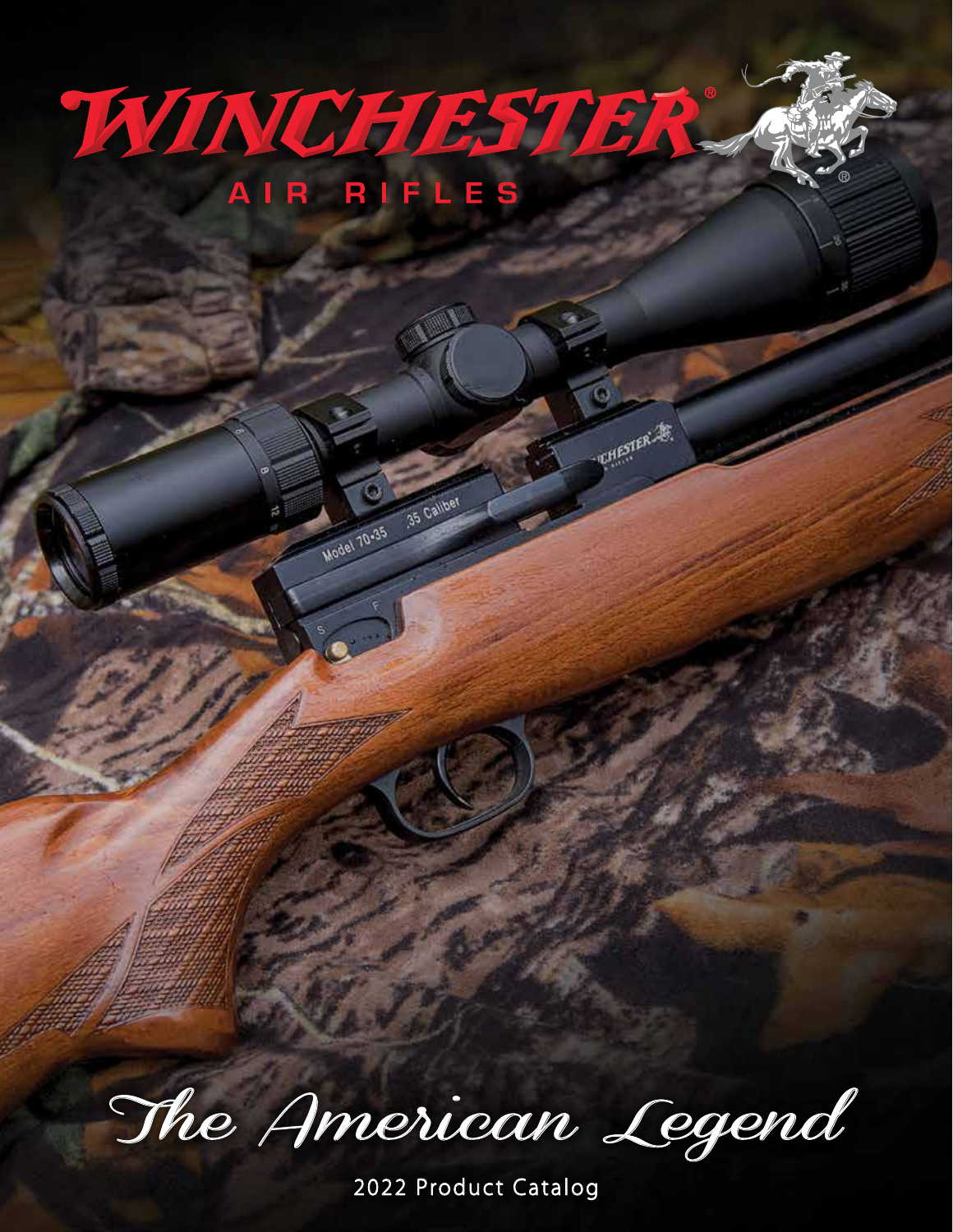# WINCHESTER®

## AIR RIFLES

# The American Legend

2022 Product Catalog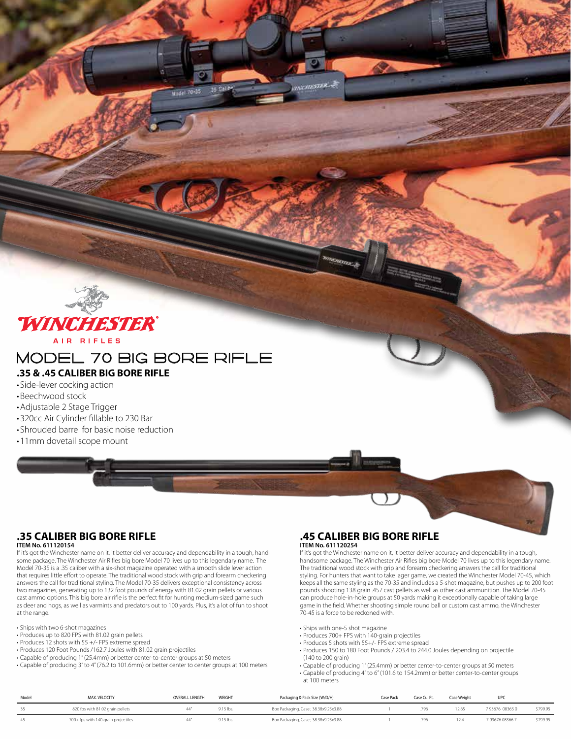WINCHESTER®

AIR RIFLES

# MODEL 70 BIG BORE RIFLE

## .35 & .45 CALIBER BIG BORE RIFLE

- Side-lever cocking action
- Beechwood stock
- Adjustable 2 Stage Trigger
- 320cc Air Cylinder fillable to 230 Bar
- Shrouded barrel for basic noise reduction
- 11mm dovetail scope mount

### .35 CALIBER BIG BORE RIFLE

**ITEM No. 611120154**

If it's got the Winchester name on it, it better deliver accuracy and dependability in a tough, handsome package. The Winchester Air Rifles big bore Model 70 lives up to this legendary name. The Model 70-35 is a .35 caliber with a six-shot magazine operated with a smooth slide lever action that requires little effort to operate. The traditional wood stock with grip and forearm checkering answers the call for traditional styling. The Model 70-35 delivers exceptional consistency across two magazines, generating up to 132 foot pounds of energy with 81.02 grain pellets or various cast ammo options. This big bore air rifle is the perfect fit for hunting medium-sized game such as deer and hogs, as well as varmints and predators out to 100 yards. Plus, it's a lot of fun to shoot at the range.

- Ships with two 6-shot magazines
- Produces up to 820 FPS with 81.02 grain pellets
- Produces 12 shots with 55 +/- FPS extreme spread
- Produces 120 Foot Pounds /162.7 Joules with 81.02 grain projectiles
- Capable of producing 1" (25.4mm) or better center-to-center groups at 50 meters
- Capable of producing 3" to 4" (76.2 to 101.6mm) or better center to center groups at 100 meters

### .45 CALIBER BIG BORE RIFLE

**ITEM No. 611120254**

If it's got the Winchester name on it, it better deliver accuracy and dependability in a tough, handsome package. The Winchester Air Rifles big bore Model 70 lives up to this legendary name. The traditional wood stock with grip and forearm checkering answers the call for traditional styling. For hunters that want to take lager game, we created the Winchester Model 70-45, which keeps all the same styling as the 70-35 and includes a 5-shot magazine, but pushes up to 200 foot pounds shooting 138 grain .457 cast pellets as well as other cast ammunition. The Model 70-45 can produce hole-in-hole groups at 50 yards making it exceptionally capable of taking large game in the field. Whether shooting simple round ball or custom cast ammo, the Winchester 70-45 is a force to be reckoned with.

- Ships with one-5 shot magazine
- Produces 700+ FPS with 140-grain projectiles
- Produces 5 shots with 55+/- FPS extreme spread
- Produces 150 to 180 Foot Pounds / 203.4 to 244.0 Joules depending on projectile (140 to 200 grain)
- Capable of producing 1" (25.4mm) or better center-to-center groups at 50 meters
- Capable of producing 4" to 6" (101.6 to 154.2mm) or better center-to-center groups at 100 meters

| Model | MAX. VELOCITY | OVERALL LENGTH | WEIGHT | Packaging & Pack Size (W/D/H) | Case Pack | Case Cu. Ft. | Case Weight | UPC | |
|---|---|---|---|---|---|---|---|---|---|
| 35 | 820 fps with 81.02 grain pellets | 44" | 9.15 lbs. | Box Packaging, Case ; 38.38x9.25x3.88 | 1 | .796 | 12.65 | 7 93676 08365 0 | $799.95 |
| 45 | 700+ fps with 140 grain projectiles | 44" | 9.15 lbs. | Box Packaging, Case ; 38.38x9.25x3.88 | 1 | .796 | 12.4 | 7 93676 08366 7 | $799.95 |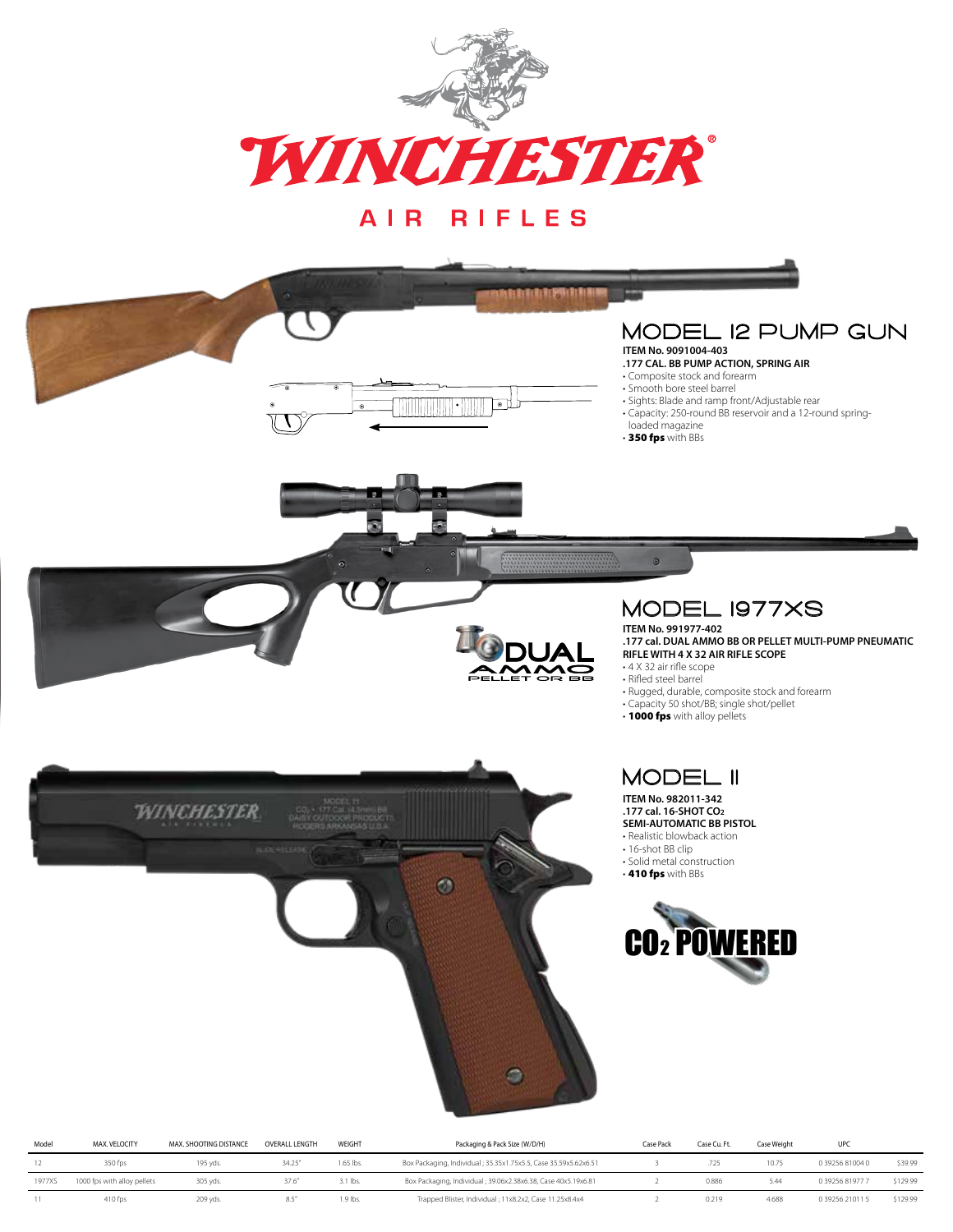# WINCHESTER®

## AIR RIFLES

## MODEL 12 PUMP GUN

**ITEM No. 9091004-403**

**.177 CAL. BB PUMP ACTION, SPRING AIR**

- Composite stock and forearm
- Smooth bore steel barrel
- Sights: Blade and ramp front/Adjustable rear
- Capacity: 250-round BB reservoir and a 12-round spring-loaded magazine
- **350 fps** with BBs

## MODEL 1977XS

**ITEM No. 991977-402**

**.177 cal. DUAL AMMO BB OR PELLET MULTI-PUMP PNEUMATIC RIFLE WITH 4 X 32 AIR RIFLE SCOPE**

- 4 X 32 air rifle scope
- Rifled steel barrel
- Rugged, durable, composite stock and forearm
- Capacity 50 shot/BB; single shot/pellet
- **1000 fps** with alloy pellets

DUAL AMMO PELLET OR BB

## MODEL 11

**ITEM No. 982011-342**

**.177 cal. 16-SHOT $CO_2$ SEMI-AUTOMATIC BB PISTOL**

- Realistic blowback action
- 16-shot BB clip
- Solid metal construction
- **410 fps** with BBs

$CO_2$ POWERED

| Model | MAX. VELOCITY | MAX. SHOOTING DISTANCE | OVERALL LENGTH | WEIGHT | Packaging & Pack Size (W/D/H) | Case Pack | Case Cu. Ft. | Case Weight | UPC | |
|---|---|---|---|---|---|---|---|---|---|---|
| 12 | 350 fps | 195 yds. | 34.25" | 1.65 lbs. | Box Packaging, Individual ; 35.35x1.75x5.5, Case 35.59x5.62x6.51 | 3 | .725 | 10.75 | 0 39256 81004 0 | $39.99 |
| 1977XS | 1000 fps with alloy pellets | 305 yds. | 37.6" | 3.1 lbs. | Box Packaging, Individual ; 39.06x2.38x6.38, Case 40x5.19x6.81 | 2 | 0.886 | 5.44 | 0 39256 81977 7 | $129.99 |
| 11 | 410 fps | 209 yds. | 8.5" | 1.9 lbs. | Trapped Blister, Individual ; 11x8.2x2, Case 11.25x8.4x4 | 2 | 0.219 | 4.688 | 0 39256 21011 5 | $129.99 |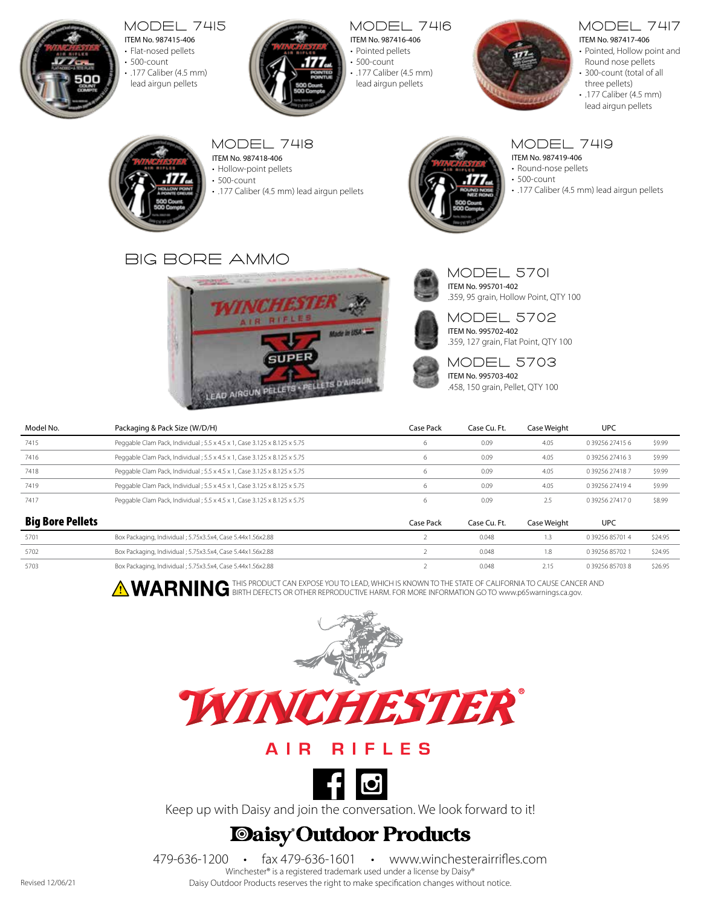## MODEL 7415

ITEM No. 987415-406

- Flat-nosed pellets
- 500-count
- .177 Caliber (4.5 mm) lead airgun pellets

## MODEL 7416

ITEM No. 987416-406

- Pointed pellets
- 500-count
- .177 Caliber (4.5 mm) lead airgun pellets

## MODEL 7417

ITEM No. 987417-406

- Pointed, Hollow point and Round nose pellets
- 300-count (total of all three pellets)
- .177 Caliber (4.5 mm) lead airgun pellets

## MODEL 7418

ITEM No. 987418-406

- Hollow-point pellets
- 500-count
- .177 Caliber (4.5 mm) lead airgun pellets

## MODEL 7419

ITEM No. 987419-406

- Round-nose pellets
- 500-count
- .177 Caliber (4.5 mm) lead airgun pellets

# BIG BORE AMMO

## MODEL 5701

ITEM No. 995701-402

.359, 95 grain, Hollow Point, QTY 100

## MODEL 5702

ITEM No. 995702-402

.359, 127 grain, Flat Point, QTY 100

## MODEL 5703

ITEM No. 995703-402

.458, 150 grain, Pellet, QTY 100

| Model No. | Packaging & Pack Size (W/D/H) | Case Pack | Case Cu. Ft. | Case Weight | UPC | |
|---|---|---|---|---|---|---|
| 7415 | Peggable Clam Pack, Individual ; 5.5 x 4.5 x 1, Case 3.125 x 8.125 x 5.75 | 6 | 0.09 | 4.05 | 0 39256 27415 6 | $9.99 |
| 7416 | Peggable Clam Pack, Individual ; 5.5 x 4.5 x 1, Case 3.125 x 8.125 x 5.75 | 6 | 0.09 | 4.05 | 0 39256 27416 3 | $9.99 |
| 7418 | Peggable Clam Pack, Individual ; 5.5 x 4.5 x 1, Case 3.125 x 8.125 x 5.75 | 6 | 0.09 | 4.05 | 0 39256 27418 7 | $9.99 |
| 7419 | Peggable Clam Pack, Individual ; 5.5 x 4.5 x 1, Case 3.125 x 8.125 x 5.75 | 6 | 0.09 | 4.05 | 0 39256 27419 4 | $9.99 |
| 7417 | Peggable Clam Pack, Individual ; 5.5 x 4.5 x 1, Case 3.125 x 8.125 x 5.75 | 6 | 0.09 | 2.5 | 0 39256 27417 0 | $8.99 |
| **Big Bore Pellets** | | Case Pack | Case Cu. Ft. | Case Weight | UPC | |
| 5701 | Box Packaging, Individual ; 5.75x3.5x4, Case 5.44x1.56x2.88 | 2 | 0.048 | 1.3 | 0 39256 85701 4 | $24.95 |
| 5702 | Box Packaging, Individual ; 5.75x3.5x4, Case 5.44x1.56x2.88 | 2 | 0.048 | 1.8 | 0 39256 85702 1 | $24.95 |
| 5703 | Box Packaging, Individual ; 5.75x3.5x4, Case 5.44x1.56x2.88 | 2 | 0.048 | 2.15 | 0 39256 85703 8 | $26.95 |

**⚠ WARNING** THIS PRODUCT CAN EXPOSE YOU TO LEAD, WHICH IS KNOWN TO THE STATE OF CALIFORNIA TO CAUSE CANCER AND BIRTH DEFECTS OR OTHER REPRODUCTIVE HARM. FOR MORE INFORMATION GO TO www.p65warnings.ca.gov.

WINCHESTER®

AIR RIFLES

Keep up with Daisy and join the conversation. We look forward to it!

**Daisy® Outdoor Products**

479-636-1200 • fax 479-636-1601 • www.winchesterairrifles.com

Winchester® is a registered trademark used under a license by Daisy®

Daisy Outdoor Products reserves the right to make specification changes without notice.

Revised 12/06/21